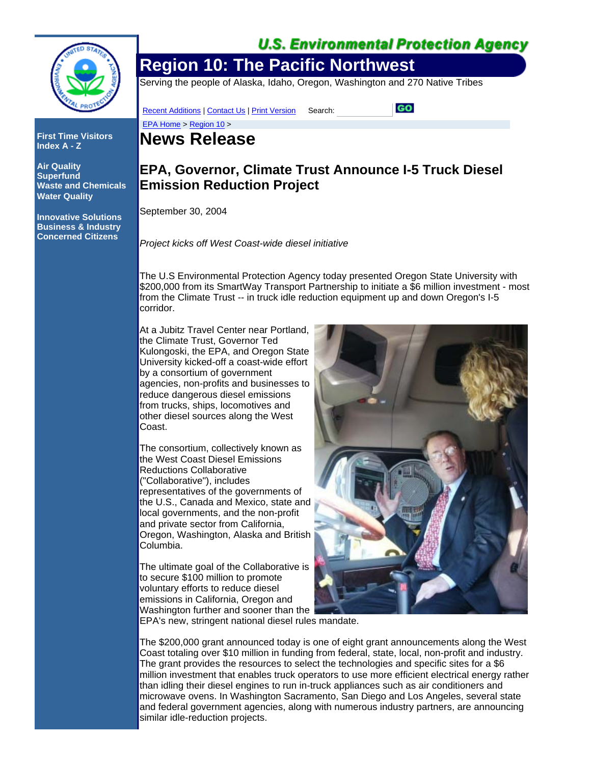**U.S. Environmental Protection Agency**

# Region 10: The Pacific Northwest

Serving the people of Alaska, Idaho, Oregon, Washington and 270 Native Tribes

Recent Additions | Contact Us | Print Version     Search: GO

EPA Home > Region 10 >

**First Time Visitors**
**Index A - Z**

**Air Quality**
**Superfund**
**Waste and Chemicals**
**Water Quality**

**Innovative Solutions**
**Business & Industry**
**Concerned Citizens**

# News Release

## EPA, Governor, Climate Trust Announce I-5 Truck Diesel Emission Reduction Project

September 30, 2004

*Project kicks off West Coast-wide diesel initiative*

The U.S Environmental Protection Agency today presented Oregon State University with $200,000 from its SmartWay Transport Partnership to initiate a $6 million investment - most from the Climate Trust -- in truck idle reduction equipment up and down Oregon's I-5 corridor.

At a Jubitz Travel Center near Portland, the Climate Trust, Governor Ted Kulongoski, the EPA, and Oregon State University kicked-off a coast-wide effort by a consortium of government agencies, non-profits and businesses to reduce dangerous diesel emissions from trucks, ships, locomotives and other diesel sources along the West Coast.

The consortium, collectively known as the West Coast Diesel Emissions Reductions Collaborative ("Collaborative"), includes representatives of the governments of the U.S., Canada and Mexico, state and local governments, and the non-profit and private sector from California, Oregon, Washington, Alaska and British Columbia.

The ultimate goal of the Collaborative is to secure $100 million to promote voluntary efforts to reduce diesel emissions in California, Oregon and Washington further and sooner than the EPA's new, stringent national diesel rules mandate.

The $200,000 grant announced today is one of eight grant announcements along the West Coast totaling over $10 million in funding from federal, state, local, non-profit and industry. The grant provides the resources to select the technologies and specific sites for a $6 million investment that enables truck operators to use more efficient electrical energy rather than idling their diesel engines to run in-truck appliances such as air conditioners and microwave ovens. In Washington Sacramento, San Diego and Los Angeles, several state and federal government agencies, along with numerous industry partners, are announcing similar idle-reduction projects.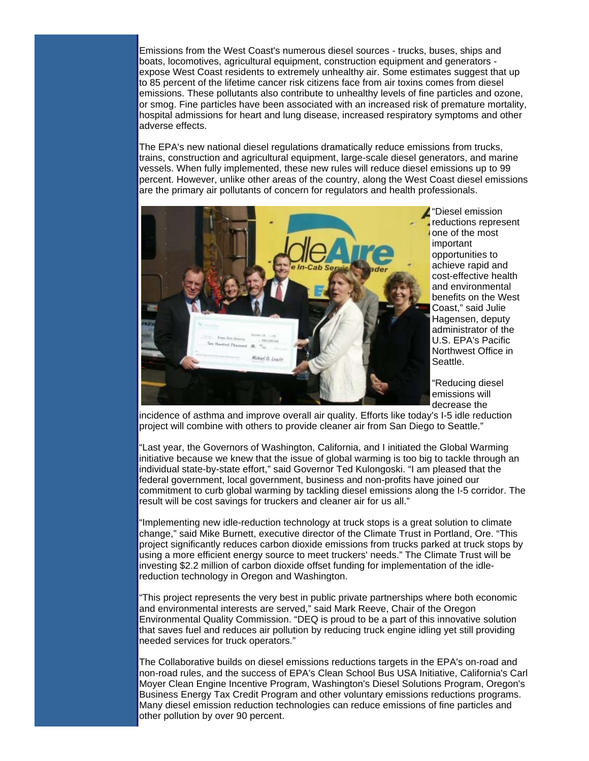Emissions from the West Coast's numerous diesel sources - trucks, buses, ships and boats, locomotives, agricultural equipment, construction equipment and generators - expose West Coast residents to extremely unhealthy air. Some estimates suggest that up to 85 percent of the lifetime cancer risk citizens face from air toxins comes from diesel emissions. These pollutants also contribute to unhealthy levels of fine particles and ozone, or smog. Fine particles have been associated with an increased risk of premature mortality, hospital admissions for heart and lung disease, increased respiratory symptoms and other adverse effects.

The EPA's new national diesel regulations dramatically reduce emissions from trucks, trains, construction and agricultural equipment, large-scale diesel generators, and marine vessels. When fully implemented, these new rules will reduce diesel emissions up to 99 percent. However, unlike other areas of the country, along the West Coast diesel emissions are the primary air pollutants of concern for regulators and health professionals.

"Diesel emission reductions represent one of the most important opportunities to achieve rapid and cost-effective health and environmental benefits on the West Coast," said Julie Hagensen, deputy administrator of the U.S. EPA's Pacific Northwest Office in Seattle.

"Reducing diesel emissions will decrease the incidence of asthma and improve overall air quality. Efforts like today's I-5 idle reduction project will combine with others to provide cleaner air from San Diego to Seattle."

"Last year, the Governors of Washington, California, and I initiated the Global Warming initiative because we knew that the issue of global warming is too big to tackle through an individual state-by-state effort," said Governor Ted Kulongoski. "I am pleased that the federal government, local government, business and non-profits have joined our commitment to curb global warming by tackling diesel emissions along the I-5 corridor. The result will be cost savings for truckers and cleaner air for us all."

"Implementing new idle-reduction technology at truck stops is a great solution to climate change," said Mike Burnett, executive director of the Climate Trust in Portland, Ore. "This project significantly reduces carbon dioxide emissions from trucks parked at truck stops by using a more efficient energy source to meet truckers' needs." The Climate Trust will be investing $2.2 million of carbon dioxide offset funding for implementation of the idle-reduction technology in Oregon and Washington.

"This project represents the very best in public private partnerships where both economic and environmental interests are served," said Mark Reeve, Chair of the Oregon Environmental Quality Commission. "DEQ is proud to be a part of this innovative solution that saves fuel and reduces air pollution by reducing truck engine idling yet still providing needed services for truck operators."

The Collaborative builds on diesel emissions reductions targets in the EPA's on-road and non-road rules, and the success of EPA's Clean School Bus USA Initiative, California's Carl Moyer Clean Engine Incentive Program, Washington's Diesel Solutions Program, Oregon's Business Energy Tax Credit Program and other voluntary emissions reductions programs. Many diesel emission reduction technologies can reduce emissions of fine particles and other pollution by over 90 percent.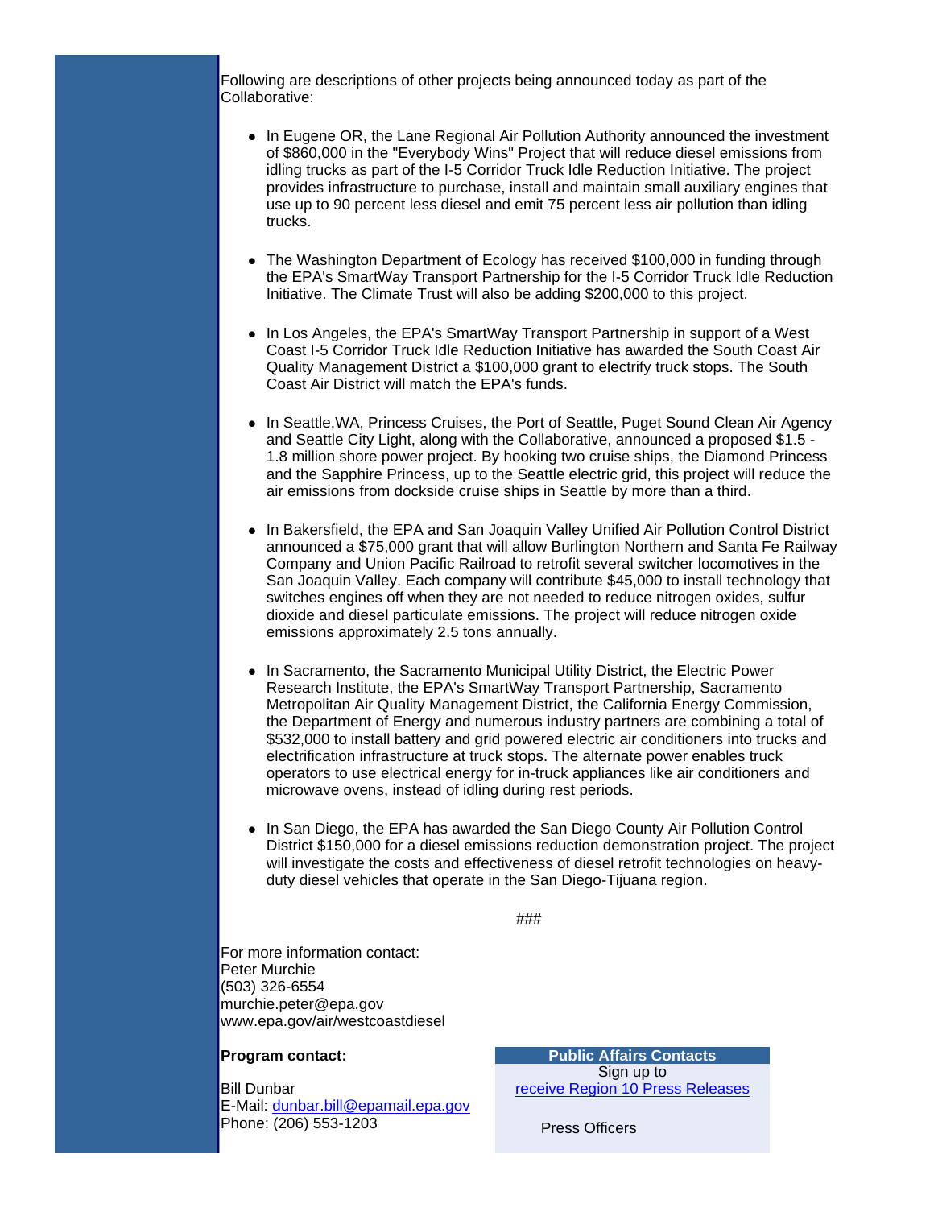Following are descriptions of other projects being announced today as part of the Collaborative:

- In Eugene OR, the Lane Regional Air Pollution Authority announced the investment of $860,000 in the "Everybody Wins" Project that will reduce diesel emissions from idling trucks as part of the I-5 Corridor Truck Idle Reduction Initiative. The project provides infrastructure to purchase, install and maintain small auxiliary engines that use up to 90 percent less diesel and emit 75 percent less air pollution than idling trucks.

- The Washington Department of Ecology has received $100,000 in funding through the EPA's SmartWay Transport Partnership for the I-5 Corridor Truck Idle Reduction Initiative. The Climate Trust will also be adding $200,000 to this project.

- In Los Angeles, the EPA's SmartWay Transport Partnership in support of a West Coast I-5 Corridor Truck Idle Reduction Initiative has awarded the South Coast Air Quality Management District a $100,000 grant to electrify truck stops. The South Coast Air District will match the EPA's funds.

- In Seattle,WA, Princess Cruises, the Port of Seattle, Puget Sound Clean Air Agency and Seattle City Light, along with the Collaborative, announced a proposed $1.5 - 1.8 million shore power project. By hooking two cruise ships, the Diamond Princess and the Sapphire Princess, up to the Seattle electric grid, this project will reduce the air emissions from dockside cruise ships in Seattle by more than a third.

- In Bakersfield, the EPA and San Joaquin Valley Unified Air Pollution Control District announced a $75,000 grant that will allow Burlington Northern and Santa Fe Railway Company and Union Pacific Railroad to retrofit several switcher locomotives in the San Joaquin Valley. Each company will contribute $45,000 to install technology that switches engines off when they are not needed to reduce nitrogen oxides, sulfur dioxide and diesel particulate emissions. The project will reduce nitrogen oxide emissions approximately 2.5 tons annually.

- In Sacramento, the Sacramento Municipal Utility District, the Electric Power Research Institute, the EPA's SmartWay Transport Partnership, Sacramento Metropolitan Air Quality Management District, the California Energy Commission, the Department of Energy and numerous industry partners are combining a total of $532,000 to install battery and grid powered electric air conditioners into trucks and electrification infrastructure at truck stops. The alternate power enables truck operators to use electrical energy for in-truck appliances like air conditioners and microwave ovens, instead of idling during rest periods.

- In San Diego, the EPA has awarded the San Diego County Air Pollution Control District $150,000 for a diesel emissions reduction demonstration project. The project will investigate the costs and effectiveness of diesel retrofit technologies on heavy-duty diesel vehicles that operate in the San Diego-Tijuana region.

###

For more information contact:
Peter Murchie
(503) 326-6554
murchie.peter@epa.gov
www.epa.gov/air/westcoastdiesel

**Program contact:**

Bill Dunbar
E-Mail: dunbar.bill@epamail.epa.gov
Phone: (206) 553-1203

**Public Affairs Contacts**

Sign up to
receive Region 10 Press Releases

Press Officers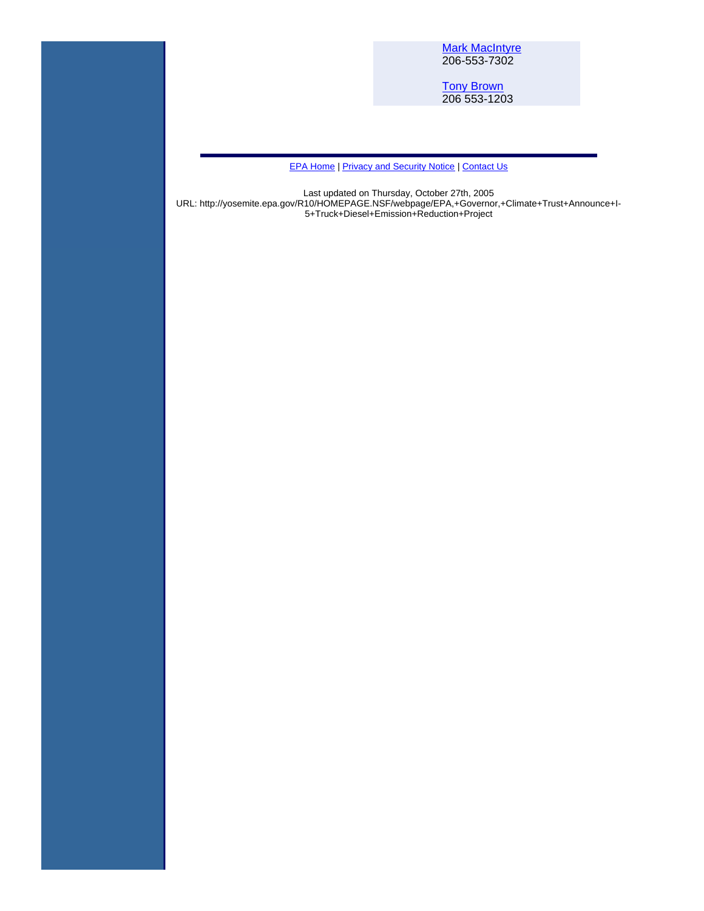Mark MacIntyre
206-553-7302

Tony Brown
206 553-1203

---

EPA Home | Privacy and Security Notice | Contact Us

Last updated on Thursday, October 27th, 2005
URL: http://yosemite.epa.gov/R10/HOMEPAGE.NSF/webpage/EPA,+Governor,+Climate+Trust+Announce+I-5+Truck+Diesel+Emission+Reduction+Project